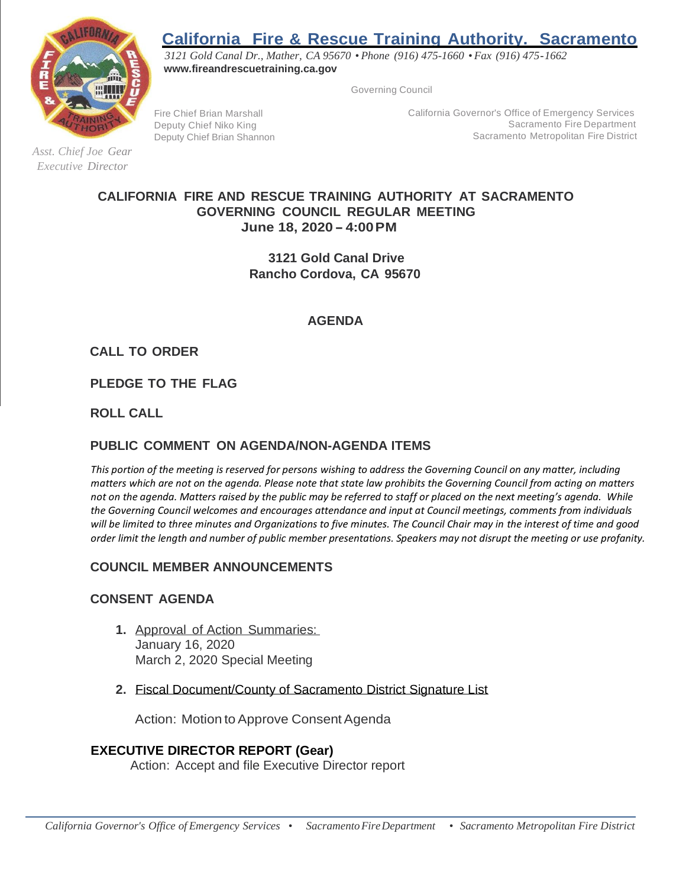# California Fire & Rescue Training Authority. Sacramento

*3121 Gold Canal Dr., Mather, CA 95670 • Phone (916) 475-1660 • Fax (916) 475-1662*
**www.fireandrescuetraining.ca.gov**

Governing Council

Fire Chief Brian Marshall — California Governor's Office of Emergency Services
Deputy Chief Niko King — Sacramento Fire Department
Deputy Chief Brian Shannon — Sacramento Metropolitan Fire District

*Asst. Chief Joe Gear*
*Executive Director*

## CALIFORNIA FIRE AND RESCUE TRAINING AUTHORITY AT SACRAMENTO GOVERNING COUNCIL REGULAR MEETING
**June 18, 2020 – 4:00 PM**

**3121 Gold Canal Drive**
**Rancho Cordova, CA 95670**

## AGENDA

### CALL TO ORDER

### PLEDGE TO THE FLAG

### ROLL CALL

### PUBLIC COMMENT ON AGENDA/NON-AGENDA ITEMS

*This portion of the meeting is reserved for persons wishing to address the Governing Council on any matter, including matters which are not on the agenda. Please note that state law prohibits the Governing Council from acting on matters not on the agenda. Matters raised by the public may be referred to staff or placed on the next meeting's agenda. While the Governing Council welcomes and encourages attendance and input at Council meetings, comments from individuals will be limited to three minutes and Organizations to five minutes. The Council Chair may in the interest of time and good order limit the length and number of public member presentations. Speakers may not disrupt the meeting or use profanity.*

### COUNCIL MEMBER ANNOUNCEMENTS

### CONSENT AGENDA

1. Approval of Action Summaries:
   January 16, 2020
   March 2, 2020 Special Meeting

2. Fiscal Document/County of Sacramento District Signature List

   Action: Motion to Approve Consent Agenda

### EXECUTIVE DIRECTOR REPORT (Gear)

Action: Accept and file Executive Director report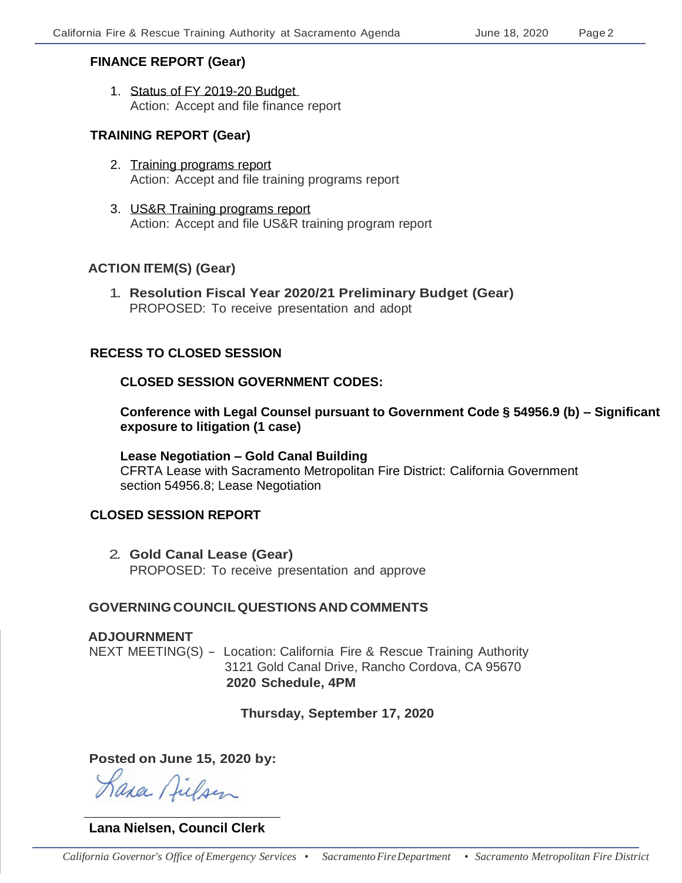### FINANCE REPORT (Gear)

1. Status of FY 2019-20 Budget
   Action: Accept and file finance report

### TRAINING REPORT (Gear)

2. Training programs report
   Action: Accept and file training programs report

3. US&R Training programs report
   Action: Accept and file US&R training program report

### ACTION ITEM(S) (Gear)

1. **Resolution Fiscal Year 2020/21 Preliminary Budget (Gear)**
   PROPOSED: To receive presentation and adopt

### RECESS TO CLOSED SESSION

**CLOSED SESSION GOVERNMENT CODES:**

**Conference with Legal Counsel pursuant to Government Code § 54956.9 (b) – Significant exposure to litigation (1 case)**

**Lease Negotiation – Gold Canal Building**
CFRTA Lease with Sacramento Metropolitan Fire District: California Government section 54956.8; Lease Negotiation

### CLOSED SESSION REPORT

2. **Gold Canal Lease (Gear)**
   PROPOSED: To receive presentation and approve

### GOVERNING COUNCIL QUESTIONS AND COMMENTS

### ADJOURNMENT

NEXT MEETING(S) – Location: California Fire & Rescue Training Authority
3121 Gold Canal Drive, Rancho Cordova, CA 95670
**2020 Schedule, 4PM**

**Thursday, September 17, 2020**

**Posted on June 15, 2020 by:**

Lana Nielsen

**Lana Nielsen, Council Clerk**

*California Governor's Office of Emergency Services • Sacramento Fire Department • Sacramento Metropolitan Fire District*